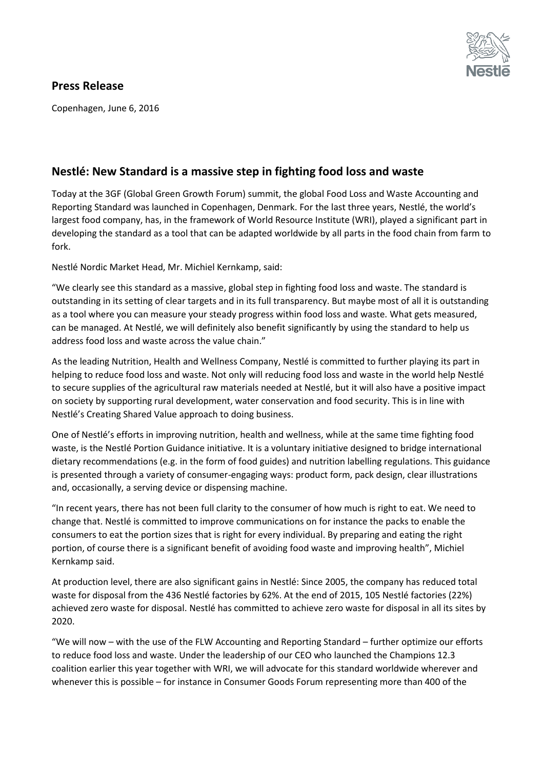## Press Release

Copenhagen, June 6, 2016

## Nestlé: New Standard is a massive step in fighting food loss and waste

Today at the 3GF (Global Green Growth Forum) summit, the global Food Loss and Waste Accounting and Reporting Standard was launched in Copenhagen, Denmark. For the last three years, Nestlé, the world's largest food company, has, in the framework of World Resource Institute (WRI), played a significant part in developing the standard as a tool that can be adapted worldwide by all parts in the food chain from farm to fork.

Nestlé Nordic Market Head, Mr. Michiel Kernkamp, said:

"We clearly see this standard as a massive, global step in fighting food loss and waste. The standard is outstanding in its setting of clear targets and in its full transparency. But maybe most of all it is outstanding as a tool where you can measure your steady progress within food loss and waste. What gets measured, can be managed. At Nestlé, we will definitely also benefit significantly by using the standard to help us address food loss and waste across the value chain."

As the leading Nutrition, Health and Wellness Company, Nestlé is committed to further playing its part in helping to reduce food loss and waste. Not only will reducing food loss and waste in the world help Nestlé to secure supplies of the agricultural raw materials needed at Nestlé, but it will also have a positive impact on society by supporting rural development, water conservation and food security. This is in line with Nestlé's Creating Shared Value approach to doing business.

One of Nestlé's efforts in improving nutrition, health and wellness, while at the same time fighting food waste, is the Nestlé Portion Guidance initiative. It is a voluntary initiative designed to bridge international dietary recommendations (e.g. in the form of food guides) and nutrition labelling regulations. This guidance is presented through a variety of consumer-engaging ways: product form, pack design, clear illustrations and, occasionally, a serving device or dispensing machine.

"In recent years, there has not been full clarity to the consumer of how much is right to eat. We need to change that. Nestlé is committed to improve communications on for instance the packs to enable the consumers to eat the portion sizes that is right for every individual. By preparing and eating the right portion, of course there is a significant benefit of avoiding food waste and improving health", Michiel Kernkamp said.

At production level, there are also significant gains in Nestlé: Since 2005, the company has reduced total waste for disposal from the 436 Nestlé factories by 62%. At the end of 2015, 105 Nestlé factories (22%) achieved zero waste for disposal. Nestlé has committed to achieve zero waste for disposal in all its sites by 2020.

"We will now – with the use of the FLW Accounting and Reporting Standard – further optimize our efforts to reduce food loss and waste. Under the leadership of our CEO who launched the Champions 12.3 coalition earlier this year together with WRI, we will advocate for this standard worldwide wherever and whenever this is possible – for instance in Consumer Goods Forum representing more than 400 of the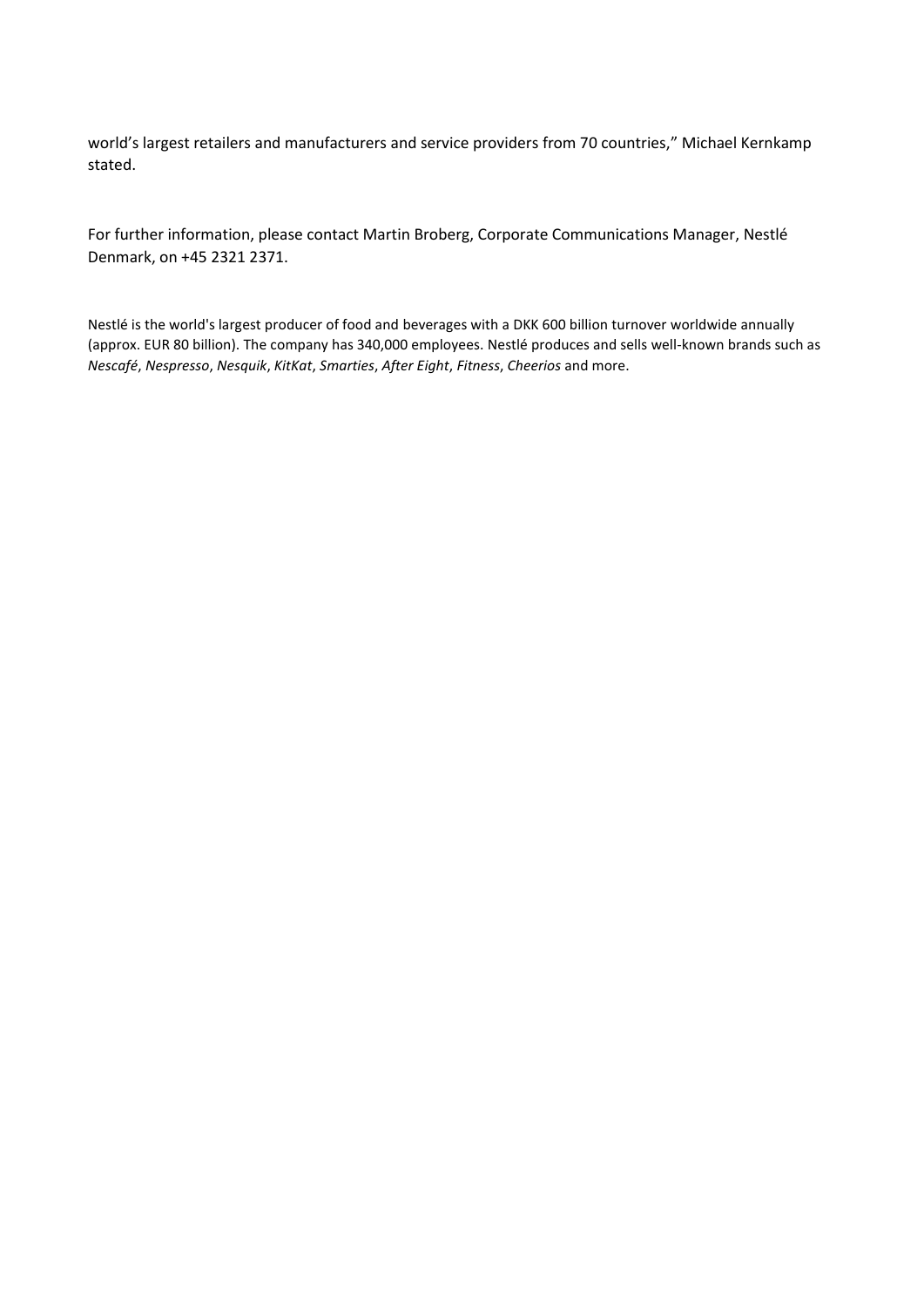world’s largest retailers and manufacturers and service providers from 70 countries,” Michael Kernkamp stated.

For further information, please contact Martin Broberg, Corporate Communications Manager, Nestlé Denmark, on +45 2321 2371.

Nestlé is the world's largest producer of food and beverages with a DKK 600 billion turnover worldwide annually (approx. EUR 80 billion). The company has 340,000 employees. Nestlé produces and sells well-known brands such as *Nescafé*, *Nespresso*, *Nesquik*, *KitKat*, *Smarties*, *After Eight*, *Fitness*, *Cheerios* and more.